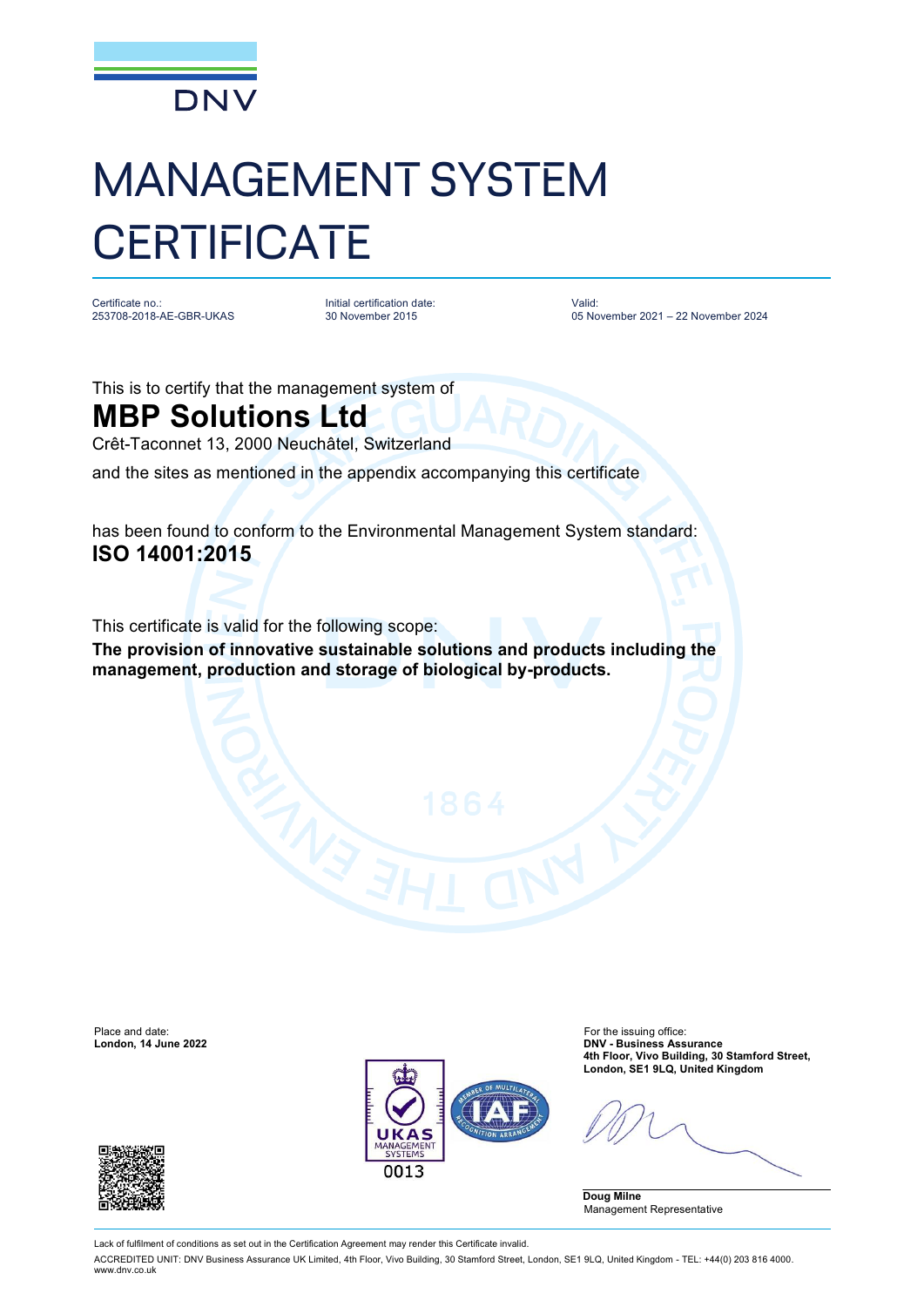DNV

# MANAGEMENT SYSTEM CERTIFICATE

| Certificate no.: | Initial certification date: | Valid: |
| --- | --- | --- |
| 253708-2018-AE-GBR-UKAS | 30 November 2015 | 05 November 2021 – 22 November 2024 |

This is to certify that the management system of

## MBP Solutions Ltd

Crêt-Taconnet 13, 2000 Neuchâtel, Switzerland

and the sites as mentioned in the appendix accompanying this certificate

has been found to conform to the Environmental Management System standard:

**ISO 14001:2015**

This certificate is valid for the following scope:

**The provision of innovative sustainable solutions and products including the management, production and storage of biological by-products.**

Place and date:
**London, 14 June 2022**

For the issuing office:
**DNV - Business Assurance**
**4th Floor, Vivo Building, 30 Stamford Street,**
**London, SE1 9LQ, United Kingdom**

UKAS MANAGEMENT SYSTEMS 0013

**Doug Milne**
Management Representative

Lack of fulfilment of conditions as set out in the Certification Agreement may render this Certificate invalid.

ACCREDITED UNIT: DNV Business Assurance UK Limited, 4th Floor, Vivo Building, 30 Stamford Street, London, SE1 9LQ, United Kingdom - TEL: +44(0) 203 816 4000. www.dnv.co.uk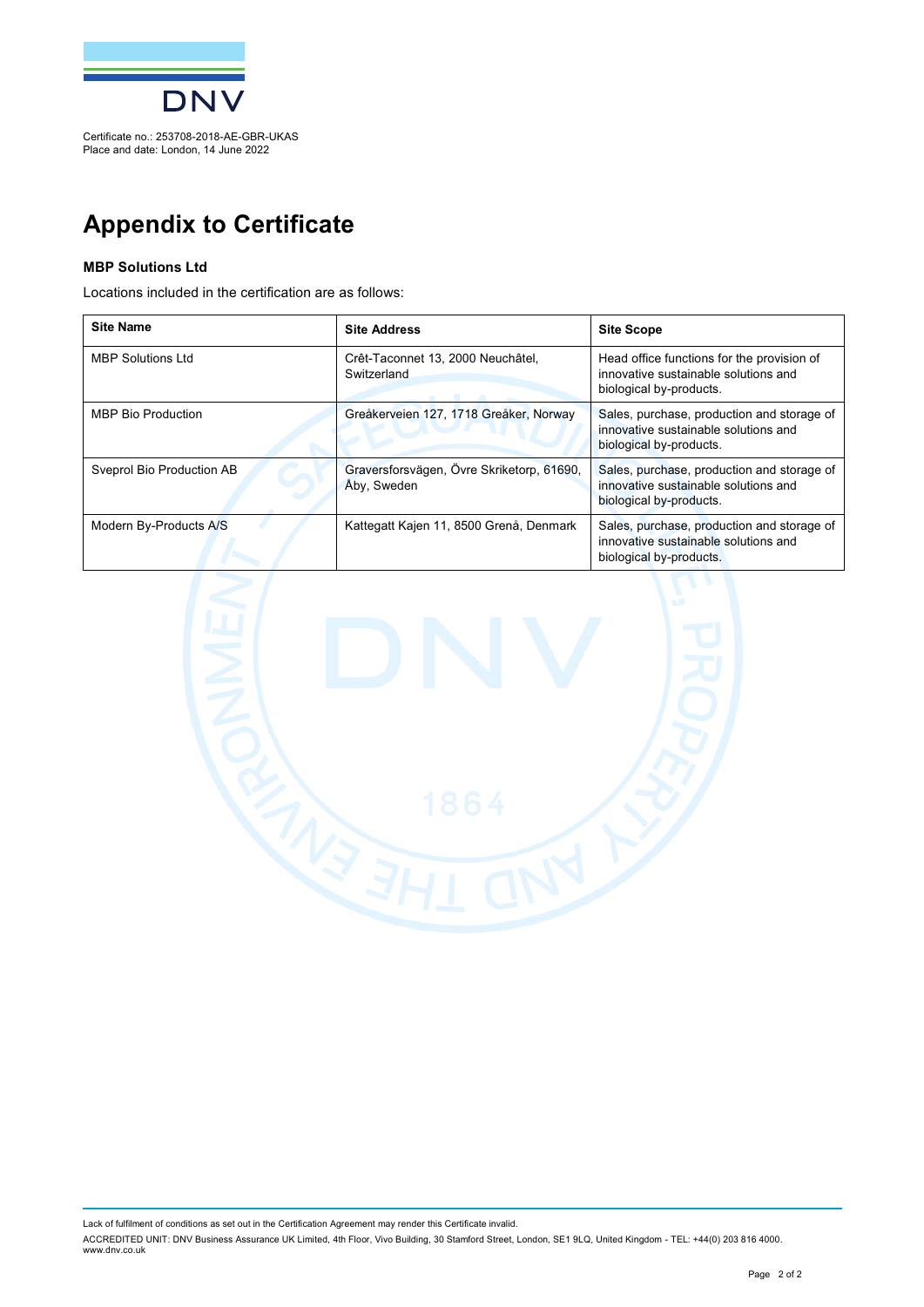Certificate no.: 253708-2018-AE-GBR-UKAS
Place and date: London, 14 June 2022

# Appendix to Certificate

**MBP Solutions Ltd**

Locations included in the certification are as follows:

| Site Name | Site Address | Site Scope |
|---|---|---|
| MBP Solutions Ltd | Crêt-Taconnet 13, 2000 Neuchâtel, Switzerland | Head office functions for the provision of innovative sustainable solutions and biological by-products. |
| MBP Bio Production | Greåkerveien 127, 1718 Greåker, Norway | Sales, purchase, production and storage of innovative sustainable solutions and biological by-products. |
| Sveprol Bio Production AB | Graversforsvägen, Övre Skriketorp, 61690, Åby, Sweden | Sales, purchase, production and storage of innovative sustainable solutions and biological by-products. |
| Modern By-Products A/S | Kattegatt Kajen 11, 8500 Grenå, Denmark | Sales, purchase, production and storage of innovative sustainable solutions and biological by-products. |

Lack of fulfilment of conditions as set out in the Certification Agreement may render this Certificate invalid.

ACCREDITED UNIT: DNV Business Assurance UK Limited, 4th Floor, Vivo Building, 30 Stamford Street, London, SE1 9LQ, United Kingdom - TEL: +44(0) 203 816 4000. www.dnv.co.uk